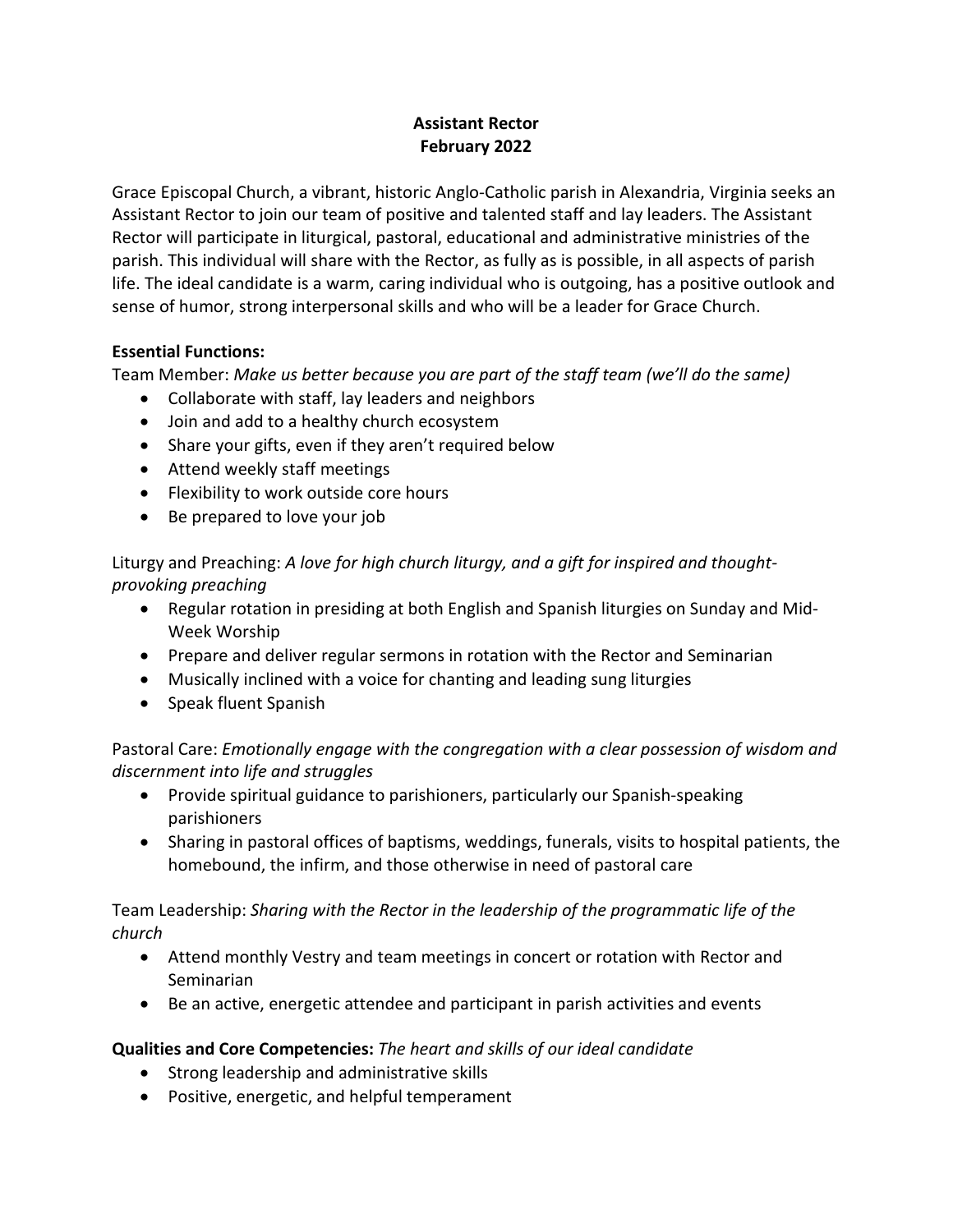**Assistant Rector**
**February 2022**

Grace Episcopal Church, a vibrant, historic Anglo-Catholic parish in Alexandria, Virginia seeks an Assistant Rector to join our team of positive and talented staff and lay leaders. The Assistant Rector will participate in liturgical, pastoral, educational and administrative ministries of the parish. This individual will share with the Rector, as fully as is possible, in all aspects of parish life. The ideal candidate is a warm, caring individual who is outgoing, has a positive outlook and sense of humor, strong interpersonal skills and who will be a leader for Grace Church.

**Essential Functions:**

Team Member: *Make us better because you are part of the staff team (we'll do the same)*

- Collaborate with staff, lay leaders and neighbors
- Join and add to a healthy church ecosystem
- Share your gifts, even if they aren't required below
- Attend weekly staff meetings
- Flexibility to work outside core hours
- Be prepared to love your job

Liturgy and Preaching: *A love for high church liturgy, and a gift for inspired and thought-provoking preaching*

- Regular rotation in presiding at both English and Spanish liturgies on Sunday and Mid-Week Worship
- Prepare and deliver regular sermons in rotation with the Rector and Seminarian
- Musically inclined with a voice for chanting and leading sung liturgies
- Speak fluent Spanish

Pastoral Care: *Emotionally engage with the congregation with a clear possession of wisdom and discernment into life and struggles*

- Provide spiritual guidance to parishioners, particularly our Spanish-speaking parishioners
- Sharing in pastoral offices of baptisms, weddings, funerals, visits to hospital patients, the homebound, the infirm, and those otherwise in need of pastoral care

Team Leadership: *Sharing with the Rector in the leadership of the programmatic life of the church*

- Attend monthly Vestry and team meetings in concert or rotation with Rector and Seminarian
- Be an active, energetic attendee and participant in parish activities and events

**Qualities and Core Competencies:** *The heart and skills of our ideal candidate*

- Strong leadership and administrative skills
- Positive, energetic, and helpful temperament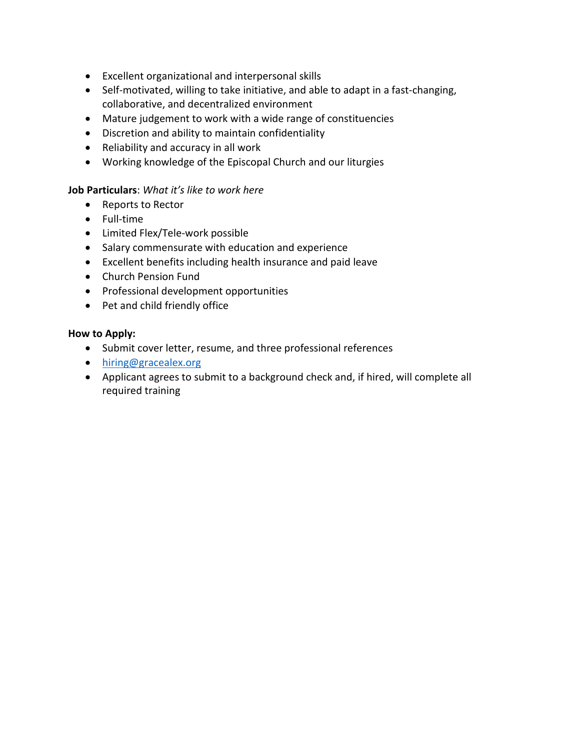- Excellent organizational and interpersonal skills
- Self-motivated, willing to take initiative, and able to adapt in a fast-changing, collaborative, and decentralized environment
- Mature judgement to work with a wide range of constituencies
- Discretion and ability to maintain confidentiality
- Reliability and accuracy in all work
- Working knowledge of the Episcopal Church and our liturgies

**Job Particulars**: *What it's like to work here*

- Reports to Rector
- Full-time
- Limited Flex/Tele-work possible
- Salary commensurate with education and experience
- Excellent benefits including health insurance and paid leave
- Church Pension Fund
- Professional development opportunities
- Pet and child friendly office

**How to Apply:**

- Submit cover letter, resume, and three professional references
- hiring@gracealex.org
- Applicant agrees to submit to a background check and, if hired, will complete all required training